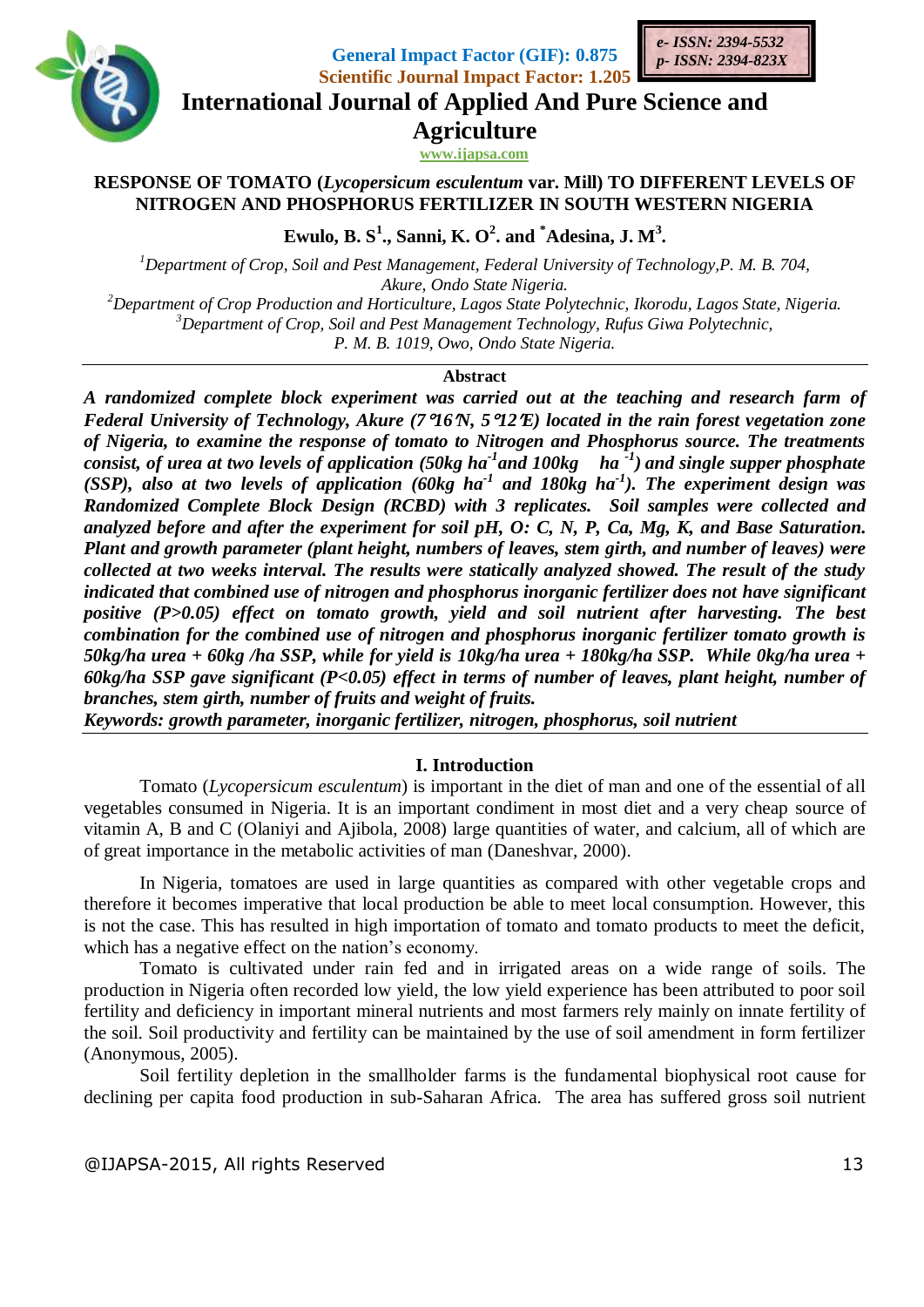# International Journal of Applied And Pure Science and Agriculture

General Impact Factor (GIF): 0.875
Scientific Journal Impact Factor: 1.205

e- ISSN: 2394-5532
p- ISSN: 2394-823X

www.ijapsa.com

## RESPONSE OF TOMATO (*Lycopersicum esculentum* var. Mill) TO DIFFERENT LEVELS OF NITROGEN AND PHOSPHORUS FERTILIZER IN SOUTH WESTERN NIGERIA

**Ewulo, B. S[1]., Sanni, K. O[2]. and [*]Adesina, J. M[3].**

[1]*Department of Crop, Soil and Pest Management, Federal University of Technology,P. M. B. 704, Akure, Ondo State Nigeria.*
[2]*Department of Crop Production and Horticulture, Lagos State Polytechnic, Ikorodu, Lagos State, Nigeria.*
[3]*Department of Crop, Soil and Pest Management Technology, Rufus Giwa Polytechnic, P. M. B. 1019, Owo, Ondo State Nigeria.*

**Abstract**

***A randomized complete block experiment was carried out at the teaching and research farm of Federal University of Technology, Akure (7°16'N, 5°12'E) located in the rain forest vegetation zone of Nigeria, to examine the response of tomato to Nitrogen and Phosphorus source. The treatments consist, of urea at two levels of application (50kg ha$^{-1}$and 100kg ha $^{-1}$) and single supper phosphate (SSP), also at two levels of application (60kg ha$^{-1}$ and 180kg ha$^{-1}$). The experiment design was Randomized Complete Block Design (RCBD) with 3 replicates. Soil samples were collected and analyzed before and after the experiment for soil pH, O: C, N, P, Ca, Mg, K, and Base Saturation. Plant and growth parameter (plant height, numbers of leaves, stem girth, and number of leaves) were collected at two weeks interval. The results were statically analyzed showed. The result of the study indicated that combined use of nitrogen and phosphorus inorganic fertilizer does not have significant positive ($P>0.05$) effect on tomato growth, yield and soil nutrient after harvesting. The best combination for the combined use of nitrogen and phosphorus inorganic fertilizer tomato growth is 50kg/ha urea + 60kg /ha SSP, while for yield is 10kg/ha urea + 180kg/ha SSP. While 0kg/ha urea + 60kg/ha SSP gave significant ($P<0.05$) effect in terms of number of leaves, plant height, number of branches, stem girth, number of fruits and weight of fruits.***

***Keywords: growth parameter, inorganic fertilizer, nitrogen, phosphorus, soil nutrient***

## I. Introduction

Tomato (*Lycopersicum esculentum*) is important in the diet of man and one of the essential of all vegetables consumed in Nigeria. It is an important condiment in most diet and a very cheap source of vitamin A, B and C (Olaniyi and Ajibola, 2008) large quantities of water, and calcium, all of which are of great importance in the metabolic activities of man (Daneshvar, 2000).

In Nigeria, tomatoes are used in large quantities as compared with other vegetable crops and therefore it becomes imperative that local production be able to meet local consumption. However, this is not the case. This has resulted in high importation of tomato and tomato products to meet the deficit, which has a negative effect on the nation's economy.

Tomato is cultivated under rain fed and in irrigated areas on a wide range of soils. The production in Nigeria often recorded low yield, the low yield experience has been attributed to poor soil fertility and deficiency in important mineral nutrients and most farmers rely mainly on innate fertility of the soil. Soil productivity and fertility can be maintained by the use of soil amendment in form fertilizer (Anonymous, 2005).

Soil fertility depletion in the smallholder farms is the fundamental biophysical root cause for declining per capita food production in sub-Saharan Africa. The area has suffered gross soil nutrient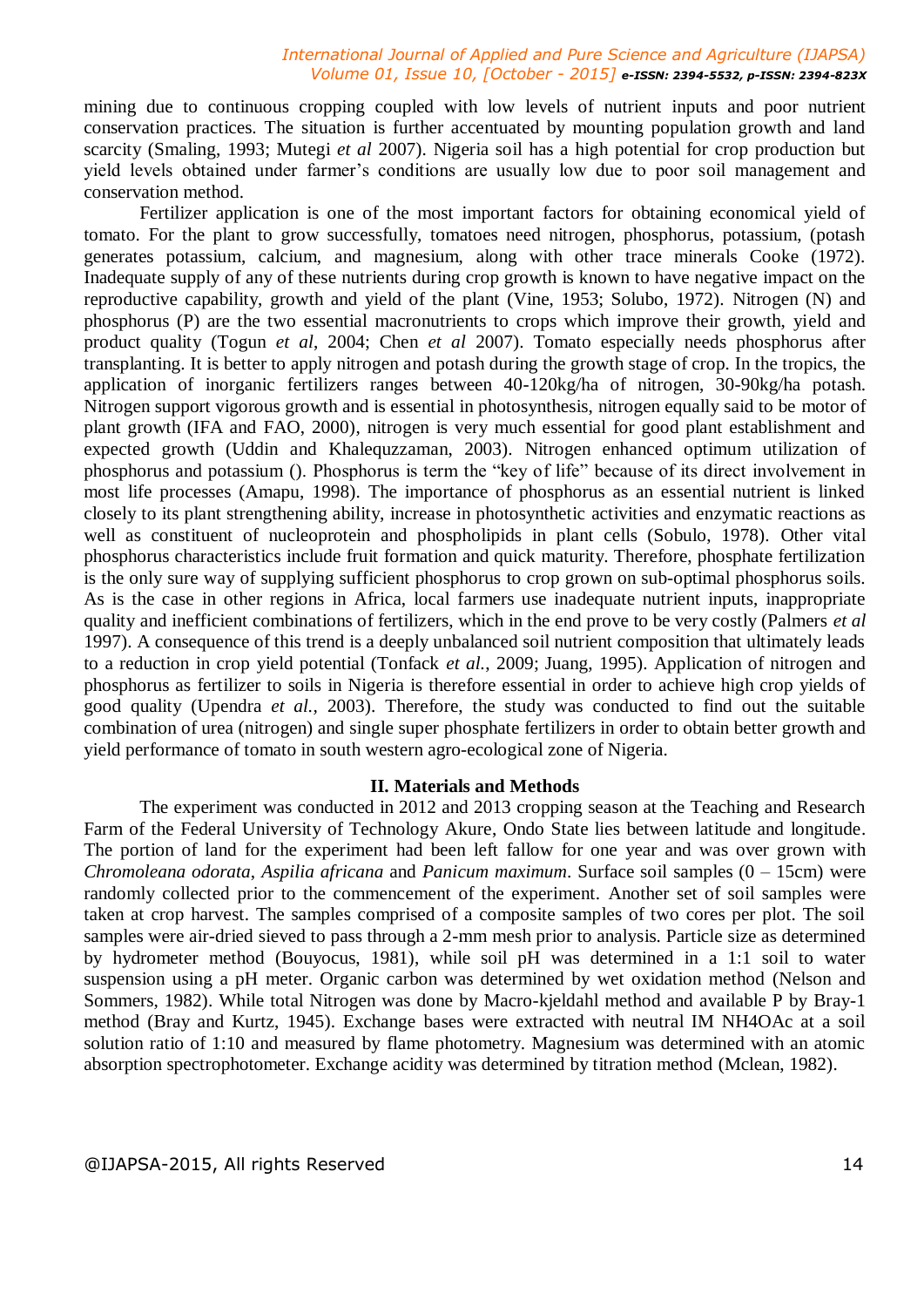mining due to continuous cropping coupled with low levels of nutrient inputs and poor nutrient conservation practices. The situation is further accentuated by mounting population growth and land scarcity (Smaling, 1993; Mutegi *et al* 2007). Nigeria soil has a high potential for crop production but yield levels obtained under farmer's conditions are usually low due to poor soil management and conservation method.

Fertilizer application is one of the most important factors for obtaining economical yield of tomato. For the plant to grow successfully, tomatoes need nitrogen, phosphorus, potassium, (potash generates potassium, calcium, and magnesium, along with other trace minerals Cooke (1972). Inadequate supply of any of these nutrients during crop growth is known to have negative impact on the reproductive capability, growth and yield of the plant (Vine, 1953; Solubo, 1972). Nitrogen (N) and phosphorus (P) are the two essential macronutrients to crops which improve their growth, yield and product quality (Togun *et al*, 2004; Chen *et al* 2007). Tomato especially needs phosphorus after transplanting. It is better to apply nitrogen and potash during the growth stage of crop. In the tropics, the application of inorganic fertilizers ranges between 40-120kg/ha of nitrogen, 30-90kg/ha potash. Nitrogen support vigorous growth and is essential in photosynthesis, nitrogen equally said to be motor of plant growth (IFA and FAO, 2000), nitrogen is very much essential for good plant establishment and expected growth (Uddin and Khalequzzaman, 2003). Nitrogen enhanced optimum utilization of phosphorus and potassium (). Phosphorus is term the "key of life" because of its direct involvement in most life processes (Amapu, 1998). The importance of phosphorus as an essential nutrient is linked closely to its plant strengthening ability, increase in photosynthetic activities and enzymatic reactions as well as constituent of nucleoprotein and phospholipids in plant cells (Sobulo, 1978). Other vital phosphorus characteristics include fruit formation and quick maturity. Therefore, phosphate fertilization is the only sure way of supplying sufficient phosphorus to crop grown on sub-optimal phosphorus soils. As is the case in other regions in Africa, local farmers use inadequate nutrient inputs, inappropriate quality and inefficient combinations of fertilizers, which in the end prove to be very costly (Palmers *et al* 1997). A consequence of this trend is a deeply unbalanced soil nutrient composition that ultimately leads to a reduction in crop yield potential (Tonfack *et al.*, 2009; Juang, 1995). Application of nitrogen and phosphorus as fertilizer to soils in Nigeria is therefore essential in order to achieve high crop yields of good quality (Upendra *et al.*, 2003). Therefore, the study was conducted to find out the suitable combination of urea (nitrogen) and single super phosphate fertilizers in order to obtain better growth and yield performance of tomato in south western agro-ecological zone of Nigeria.

## II. Materials and Methods

The experiment was conducted in 2012 and 2013 cropping season at the Teaching and Research Farm of the Federal University of Technology Akure, Ondo State lies between latitude and longitude. The portion of land for the experiment had been left fallow for one year and was over grown with *Chromoleana odorata*, *Aspilia africana* and *Panicum maximum*. Surface soil samples (0 – 15cm) were randomly collected prior to the commencement of the experiment. Another set of soil samples were taken at crop harvest. The samples comprised of a composite samples of two cores per plot. The soil samples were air-dried sieved to pass through a 2-mm mesh prior to analysis. Particle size as determined by hydrometer method (Bouyocus, 1981), while soil pH was determined in a 1:1 soil to water suspension using a pH meter. Organic carbon was determined by wet oxidation method (Nelson and Sommers, 1982). While total Nitrogen was done by Macro-kjeldahl method and available P by Bray-1 method (Bray and Kurtz, 1945). Exchange bases were extracted with neutral IM $NH_4OAc$ at a soil solution ratio of 1:10 and measured by flame photometry. Magnesium was determined with an atomic absorption spectrophotometer. Exchange acidity was determined by titration method (Mclean, 1982).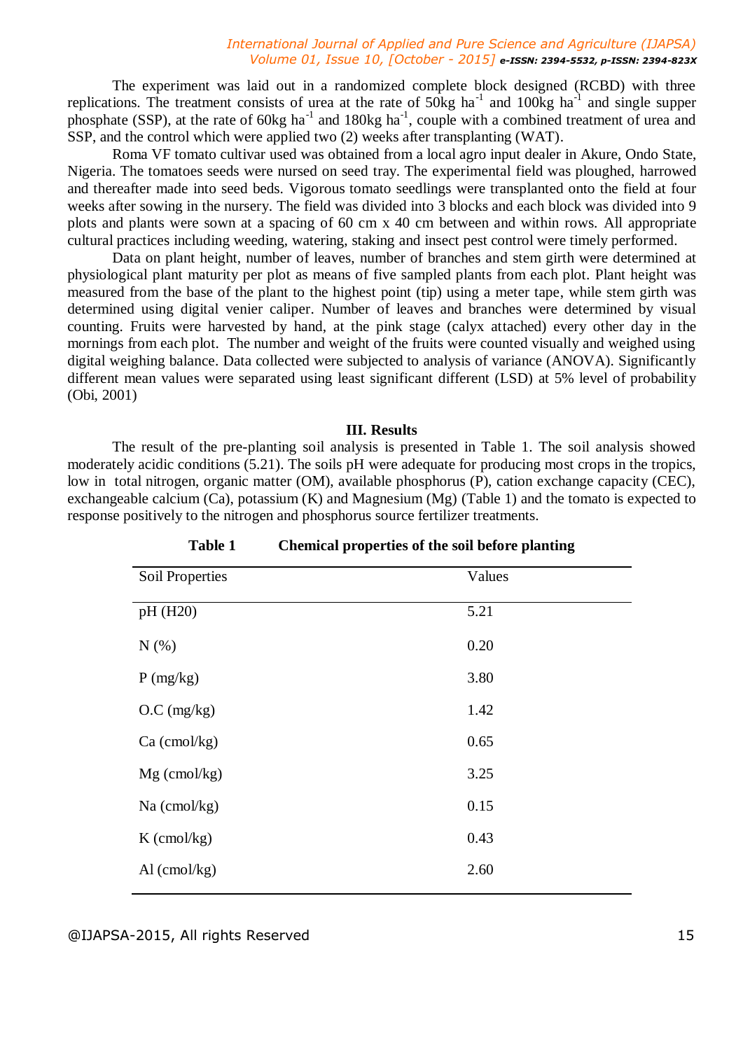The experiment was laid out in a randomized complete block designed (RCBD) with three replications. The treatment consists of urea at the rate of 50kg $ha^{-1}$ and 100kg $ha^{-1}$ and single supper phosphate (SSP), at the rate of 60kg $ha^{-1}$ and 180kg $ha^{-1}$, couple with a combined treatment of urea and SSP, and the control which were applied two (2) weeks after transplanting (WAT).

Roma VF tomato cultivar used was obtained from a local agro input dealer in Akure, Ondo State, Nigeria. The tomatoes seeds were nursed on seed tray. The experimental field was ploughed, harrowed and thereafter made into seed beds. Vigorous tomato seedlings were transplanted onto the field at four weeks after sowing in the nursery. The field was divided into 3 blocks and each block was divided into 9 plots and plants were sown at a spacing of 60 cm x 40 cm between and within rows. All appropriate cultural practices including weeding, watering, staking and insect pest control were timely performed.

Data on plant height, number of leaves, number of branches and stem girth were determined at physiological plant maturity per plot as means of five sampled plants from each plot. Plant height was measured from the base of the plant to the highest point (tip) using a meter tape, while stem girth was determined using digital venier caliper. Number of leaves and branches were determined by visual counting. Fruits were harvested by hand, at the pink stage (calyx attached) every other day in the mornings from each plot. The number and weight of the fruits were counted visually and weighed using digital weighing balance. Data collected were subjected to analysis of variance (ANOVA). Significantly different mean values were separated using least significant different (LSD) at 5% level of probability (Obi, 2001)

## III. Results

The result of the pre-planting soil analysis is presented in Table 1. The soil analysis showed moderately acidic conditions (5.21). The soils pH were adequate for producing most crops in the tropics, low in total nitrogen, organic matter (OM), available phosphorus (P), cation exchange capacity (CEC), exchangeable calcium (Ca), potassium (K) and Magnesium (Mg) (Table 1) and the tomato is expected to response positively to the nitrogen and phosphorus source fertilizer treatments.

**Table 1 Chemical properties of the soil before planting**

| Soil Properties | Values |
|---|---|
| pH (H20) | 5.21 |
| N (%) | 0.20 |
| P (mg/kg) | 3.80 |
| O.C (mg/kg) | 1.42 |
| Ca (cmol/kg) | 0.65 |
| Mg (cmol/kg) | 3.25 |
| Na (cmol/kg) | 0.15 |
| K (cmol/kg) | 0.43 |
| Al (cmol/kg) | 2.60 |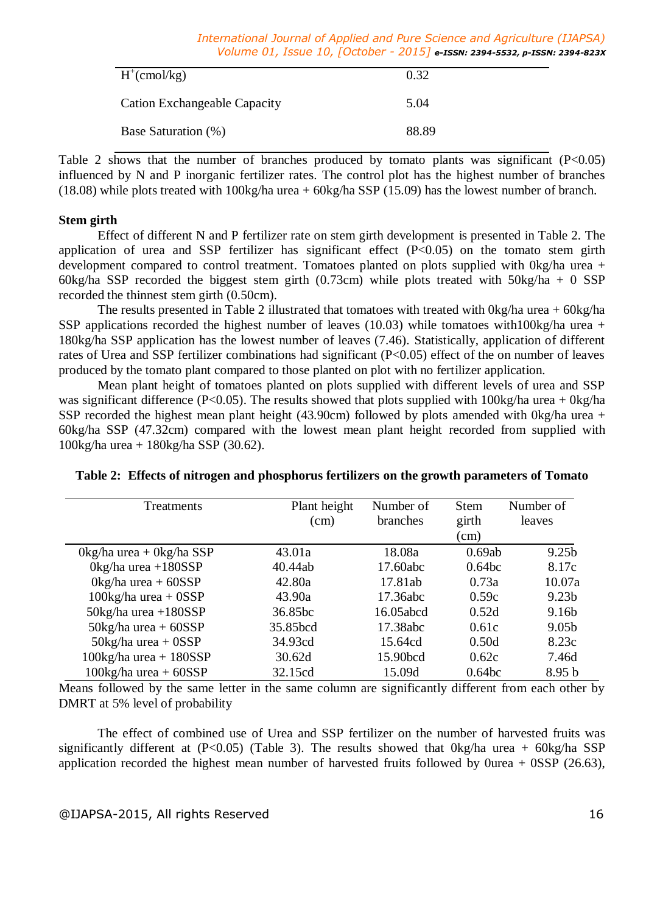| $H^+$(cmol/kg) | 0.32 |
|---|---|
| Cation Exchangeable Capacity | 5.04 |
| Base Saturation (%) | 88.89 |

Table 2 shows that the number of branches produced by tomato plants was significant (P<0.05) influenced by N and P inorganic fertilizer rates. The control plot has the highest number of branches (18.08) while plots treated with 100kg/ha urea + 60kg/ha SSP (15.09) has the lowest number of branch.

**Stem girth**

Effect of different N and P fertilizer rate on stem girth development is presented in Table 2. The application of urea and SSP fertilizer has significant effect (P<0.05) on the tomato stem girth development compared to control treatment. Tomatoes planted on plots supplied with 0kg/ha urea + 60kg/ha SSP recorded the biggest stem girth (0.73cm) while plots treated with 50kg/ha + 0 SSP recorded the thinnest stem girth (0.50cm).

The results presented in Table 2 illustrated that tomatoes with treated with 0kg/ha urea + 60kg/ha SSP applications recorded the highest number of leaves (10.03) while tomatoes with100kg/ha urea + 180kg/ha SSP application has the lowest number of leaves (7.46). Statistically, application of different rates of Urea and SSP fertilizer combinations had significant (P<0.05) effect of the on number of leaves produced by the tomato plant compared to those planted on plot with no fertilizer application.

Mean plant height of tomatoes planted on plots supplied with different levels of urea and SSP was significant difference (P<0.05). The results showed that plots supplied with 100kg/ha urea + 0kg/ha SSP recorded the highest mean plant height (43.90cm) followed by plots amended with 0kg/ha urea + 60kg/ha SSP (47.32cm) compared with the lowest mean plant height recorded from supplied with 100kg/ha urea + 180kg/ha SSP (30.62).

**Table 2: Effects of nitrogen and phosphorus fertilizers on the growth parameters of Tomato**

| Treatments | Plant height (cm) | Number of branches | Stem girth (cm) | Number of leaves |
|---|---|---|---|---|
| 0kg/ha urea + 0kg/ha SSP | 43.01a | 18.08a | 0.69ab | 9.25b |
| 0kg/ha urea +180SSP | 40.44ab | 17.60abc | 0.64bc | 8.17c |
| 0kg/ha urea + 60SSP | 42.80a | 17.81ab | 0.73a | 10.07a |
| 100kg/ha urea + 0SSP | 43.90a | 17.36abc | 0.59c | 9.23b |
| 50kg/ha urea +180SSP | 36.85bc | 16.05abcd | 0.52d | 9.16b |
| 50kg/ha urea + 60SSP | 35.85bcd | 17.38abc | 0.61c | 9.05b |
| 50kg/ha urea + 0SSP | 34.93cd | 15.64cd | 0.50d | 8.23c |
| 100kg/ha urea + 180SSP | 30.62d | 15.90bcd | 0.62c | 7.46d |
| 100kg/ha urea + 60SSP | 32.15cd | 15.09d | 0.64bc | 8.95 b |

Means followed by the same letter in the same column are significantly different from each other by DMRT at 5% level of probability

The effect of combined use of Urea and SSP fertilizer on the number of harvested fruits was significantly different at (P<0.05) (Table 3). The results showed that 0kg/ha urea + 60kg/ha SSP application recorded the highest mean number of harvested fruits followed by 0urea + 0SSP (26.63),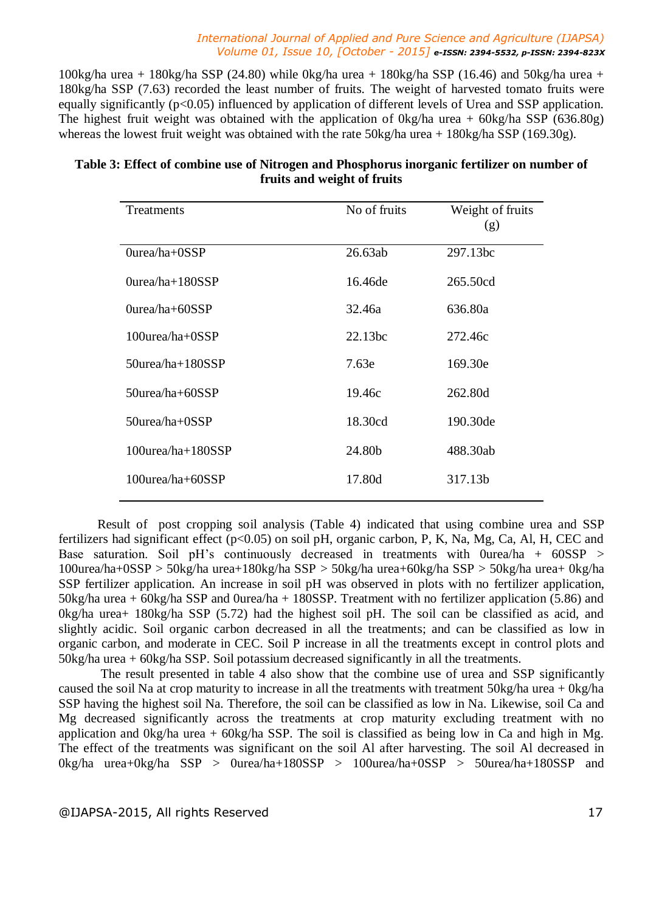100kg/ha urea + 180kg/ha SSP (24.80) while 0kg/ha urea + 180kg/ha SSP (16.46) and 50kg/ha urea + 180kg/ha SSP (7.63) recorded the least number of fruits. The weight of harvested tomato fruits were equally significantly ($p<0.05$) influenced by application of different levels of Urea and SSP application. The highest fruit weight was obtained with the application of 0kg/ha urea + 60kg/ha SSP (636.80g) whereas the lowest fruit weight was obtained with the rate 50kg/ha urea + 180kg/ha SSP (169.30g).

**Table 3: Effect of combine use of Nitrogen and Phosphorus inorganic fertilizer on number of fruits and weight of fruits**

| Treatments | No of fruits | Weight of fruits (g) |
|---|---|---|
| 0urea/ha+0SSP | 26.63ab | 297.13bc |
| 0urea/ha+180SSP | 16.46de | 265.50cd |
| 0urea/ha+60SSP | 32.46a | 636.80a |
| 100urea/ha+0SSP | 22.13bc | 272.46c |
| 50urea/ha+180SSP | 7.63e | 169.30e |
| 50urea/ha+60SSP | 19.46c | 262.80d |
| 50urea/ha+0SSP | 18.30cd | 190.30de |
| 100urea/ha+180SSP | 24.80b | 488.30ab |
| 100urea/ha+60SSP | 17.80d | 317.13b |

Result of post cropping soil analysis (Table 4) indicated that using combine urea and SSP fertilizers had significant effect ($p<0.05$) on soil pH, organic carbon, P, K, Na, Mg, Ca, Al, H, CEC and Base saturation. Soil pH's continuously decreased in treatments with 0urea/ha + 60SSP > 100urea/ha+0SSP > 50kg/ha urea+180kg/ha SSP > 50kg/ha urea+60kg/ha SSP > 50kg/ha urea+ 0kg/ha SSP fertilizer application. An increase in soil pH was observed in plots with no fertilizer application, 50kg/ha urea + 60kg/ha SSP and 0urea/ha + 180SSP. Treatment with no fertilizer application (5.86) and 0kg/ha urea+ 180kg/ha SSP (5.72) had the highest soil pH. The soil can be classified as acid, and slightly acidic. Soil organic carbon decreased in all the treatments; and can be classified as low in organic carbon, and moderate in CEC. Soil P increase in all the treatments except in control plots and 50kg/ha urea + 60kg/ha SSP. Soil potassium decreased significantly in all the treatments.

The result presented in table 4 also show that the combine use of urea and SSP significantly caused the soil Na at crop maturity to increase in all the treatments with treatment 50kg/ha urea + 0kg/ha SSP having the highest soil Na. Therefore, the soil can be classified as low in Na. Likewise, soil Ca and Mg decreased significantly across the treatments at crop maturity excluding treatment with no application and 0kg/ha urea + 60kg/ha SSP. The soil is classified as being low in Ca and high in Mg. The effect of the treatments was significant on the soil Al after harvesting. The soil Al decreased in 0kg/ha urea+0kg/ha SSP > 0urea/ha+180SSP > 100urea/ha+0SSP > 50urea/ha+180SSP and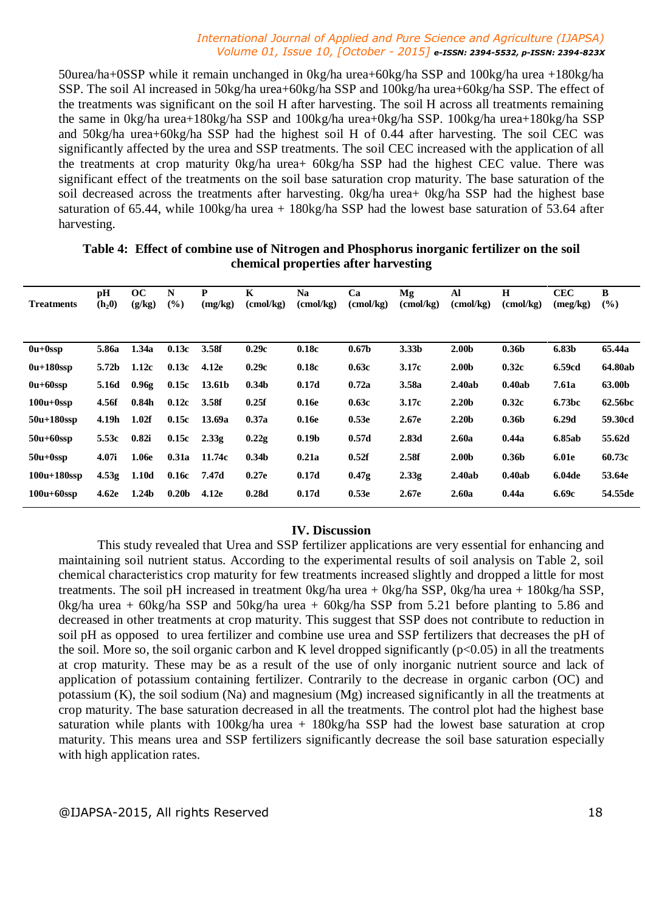50urea/ha+0SSP while it remain unchanged in 0kg/ha urea+60kg/ha SSP and 100kg/ha urea +180kg/ha SSP. The soil Al increased in 50kg/ha urea+60kg/ha SSP and 100kg/ha urea+60kg/ha SSP. The effect of the treatments was significant on the soil H after harvesting. The soil H across all treatments remaining the same in 0kg/ha urea+180kg/ha SSP and 100kg/ha urea+0kg/ha SSP. 100kg/ha urea+180kg/ha SSP and 50kg/ha urea+60kg/ha SSP had the highest soil H of 0.44 after harvesting. The soil CEC was significantly affected by the urea and SSP treatments. The soil CEC increased with the application of all the treatments at crop maturity 0kg/ha urea+ 60kg/ha SSP had the highest CEC value. There was significant effect of the treatments on the soil base saturation crop maturity. The base saturation of the soil decreased across the treatments after harvesting. 0kg/ha urea+ 0kg/ha SSP had the highest base saturation of 65.44, while 100kg/ha urea + 180kg/ha SSP had the lowest base saturation of 53.64 after harvesting.

**Table 4: Effect of combine use of Nitrogen and Phosphorus inorganic fertilizer on the soil chemical properties after harvesting**

| Treatments | pH ($h_20$) | OC (g/kg) | N (%) | P (mg/kg) | K (cmol/kg) | Na (cmol/kg) | Ca (cmol/kg) | Mg (cmol/kg) | Al (cmol/kg) | H (cmol/kg) | CEC (meg/kg) | B (%) |
|---|---|---|---|---|---|---|---|---|---|---|---|---|
| **0u+0ssp** | **5.86a** | **1.34a** | **0.13c** | **3.58f** | **0.29c** | **0.18c** | **0.67b** | **3.33b** | **2.00b** | **0.36b** | **6.83b** | **65.44a** |
| **0u+180ssp** | **5.72b** | **1.12c** | **0.13c** | **4.12e** | **0.29c** | **0.18c** | **0.63c** | **3.17c** | **2.00b** | **0.32c** | **6.59cd** | **64.80ab** |
| **0u+60ssp** | **5.16d** | **0.96g** | **0.15c** | **13.61b** | **0.34b** | **0.17d** | **0.72a** | **3.58a** | **2.40ab** | **0.40ab** | **7.61a** | **63.00b** |
| **100u+0ssp** | **4.56f** | **0.84h** | **0.12c** | **3.58f** | **0.25f** | **0.16e** | **0.63c** | **3.17c** | **2.20b** | **0.32c** | **6.73bc** | **62.56bc** |
| **50u+180ssp** | **4.19h** | **1.02f** | **0.15c** | **13.69a** | **0.37a** | **0.16e** | **0.53e** | **2.67e** | **2.20b** | **0.36b** | **6.29d** | **59.30cd** |
| **50u+60ssp** | **5.53c** | **0.82i** | **0.15c** | **2.33g** | **0.22g** | **0.19b** | **0.57d** | **2.83d** | **2.60a** | **0.44a** | **6.85ab** | **55.62d** |
| **50u+0ssp** | **4.07i** | **1.06e** | **0.31a** | **11.74c** | **0.34b** | **0.21a** | **0.52f** | **2.58f** | **2.00b** | **0.36b** | **6.01e** | **60.73c** |
| **100u+180ssp** | **4.53g** | **1.10d** | **0.16c** | **7.47d** | **0.27e** | **0.17d** | **0.47g** | **2.33g** | **2.40ab** | **0.40ab** | **6.04de** | **53.64e** |
| **100u+60ssp** | **4.62e** | **1.24b** | **0.20b** | **4.12e** | **0.28d** | **0.17d** | **0.53e** | **2.67e** | **2.60a** | **0.44a** | **6.69c** | **54.55de** |

## IV. Discussion

This study revealed that Urea and SSP fertilizer applications are very essential for enhancing and maintaining soil nutrient status. According to the experimental results of soil analysis on Table 2, soil chemical characteristics crop maturity for few treatments increased slightly and dropped a little for most treatments. The soil pH increased in treatment 0kg/ha urea + 0kg/ha SSP, 0kg/ha urea + 180kg/ha SSP, 0kg/ha urea + 60kg/ha SSP and 50kg/ha urea + 60kg/ha SSP from 5.21 before planting to 5.86 and decreased in other treatments at crop maturity. This suggest that SSP does not contribute to reduction in soil pH as opposed to urea fertilizer and combine use urea and SSP fertilizers that decreases the pH of the soil. More so, the soil organic carbon and K level dropped significantly ($p<0.05$) in all the treatments at crop maturity. These may be as a result of the use of only inorganic nutrient source and lack of application of potassium containing fertilizer. Contrarily to the decrease in organic carbon (OC) and potassium (K), the soil sodium (Na) and magnesium (Mg) increased significantly in all the treatments at crop maturity. The base saturation decreased in all the treatments. The control plot had the highest base saturation while plants with 100kg/ha urea + 180kg/ha SSP had the lowest base saturation at crop maturity. This means urea and SSP fertilizers significantly decrease the soil base saturation especially with high application rates.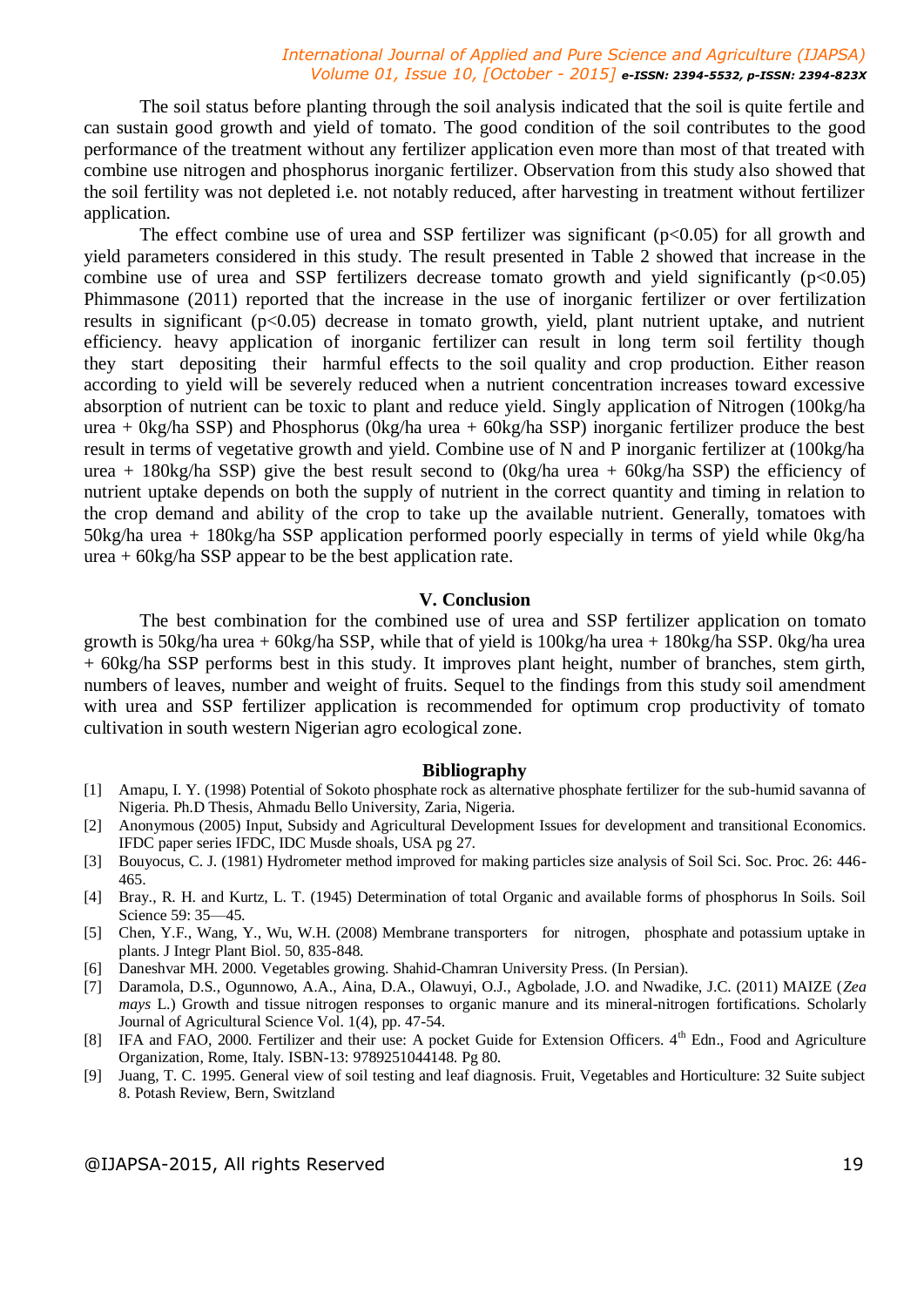The soil status before planting through the soil analysis indicated that the soil is quite fertile and can sustain good growth and yield of tomato. The good condition of the soil contributes to the good performance of the treatment without any fertilizer application even more than most of that treated with combine use nitrogen and phosphorus inorganic fertilizer. Observation from this study also showed that the soil fertility was not depleted i.e. not notably reduced, after harvesting in treatment without fertilizer application.

The effect combine use of urea and SSP fertilizer was significant ($p<0.05$) for all growth and yield parameters considered in this study. The result presented in Table 2 showed that increase in the combine use of urea and SSP fertilizers decrease tomato growth and yield significantly ($p<0.05$) Phimmasone (2011) reported that the increase in the use of inorganic fertilizer or over fertilization results in significant ($p<0.05$) decrease in tomato growth, yield, plant nutrient uptake, and nutrient efficiency. heavy application of inorganic fertilizer can result in long term soil fertility though they start depositing their harmful effects to the soil quality and crop production. Either reason according to yield will be severely reduced when a nutrient concentration increases toward excessive absorption of nutrient can be toxic to plant and reduce yield. Singly application of Nitrogen (100kg/ha urea + 0kg/ha SSP) and Phosphorus (0kg/ha urea + 60kg/ha SSP) inorganic fertilizer produce the best result in terms of vegetative growth and yield. Combine use of N and P inorganic fertilizer at (100kg/ha urea + 180kg/ha SSP) give the best result second to (0kg/ha urea + 60kg/ha SSP) the efficiency of nutrient uptake depends on both the supply of nutrient in the correct quantity and timing in relation to the crop demand and ability of the crop to take up the available nutrient. Generally, tomatoes with 50kg/ha urea + 180kg/ha SSP application performed poorly especially in terms of yield while 0kg/ha urea + 60kg/ha SSP appear to be the best application rate.

## V. Conclusion

The best combination for the combined use of urea and SSP fertilizer application on tomato growth is 50kg/ha urea + 60kg/ha SSP, while that of yield is 100kg/ha urea + 180kg/ha SSP. 0kg/ha urea + 60kg/ha SSP performs best in this study. It improves plant height, number of branches, stem girth, numbers of leaves, number and weight of fruits. Sequel to the findings from this study soil amendment with urea and SSP fertilizer application is recommended for optimum crop productivity of tomato cultivation in south western Nigerian agro ecological zone.

## Bibliography

[1] Amapu, I. Y. (1998) Potential of Sokoto phosphate rock as alternative phosphate fertilizer for the sub-humid savanna of Nigeria. Ph.D Thesis, Ahmadu Bello University, Zaria, Nigeria.

[2] Anonymous (2005) Input, Subsidy and Agricultural Development Issues for development and transitional Economics. IFDC paper series IFDC, IDC Musde shoals, USA pg 27.

[3] Bouyocus, C. J. (1981) Hydrometer method improved for making particles size analysis of Soil Sci. Soc. Proc. 26: 446-465.

[4] Bray., R. H. and Kurtz, L. T. (1945) Determination of total Organic and available forms of phosphorus In Soils. Soil Science 59: 35—45.

[5] Chen, Y.F., Wang, Y., Wu, W.H. (2008) Membrane transporters for nitrogen, phosphate and potassium uptake in plants. J Integr Plant Biol. 50, 835-848.

[6] Daneshvar MH. 2000. Vegetables growing. Shahid-Chamran University Press. (In Persian).

[7] Daramola, D.S., Ogunnowo, A.A., Aina, D.A., Olawuyi, O.J., Agbolade, J.O. and Nwadike, J.C. (2011) MAIZE (*Zea mays* L.) Growth and tissue nitrogen responses to organic manure and its mineral-nitrogen fortifications. Scholarly Journal of Agricultural Science Vol. 1(4), pp. 47-54.

[8] IFA and FAO, 2000. Fertilizer and their use: A pocket Guide for Extension Officers. 4th Edn., Food and Agriculture Organization, Rome, Italy. ISBN-13: 9789251044148. Pg 80.

[9] Juang, T. C. 1995. General view of soil testing and leaf diagnosis. Fruit, Vegetables and Horticulture: 32 Suite subject 8. Potash Review, Bern, Switzland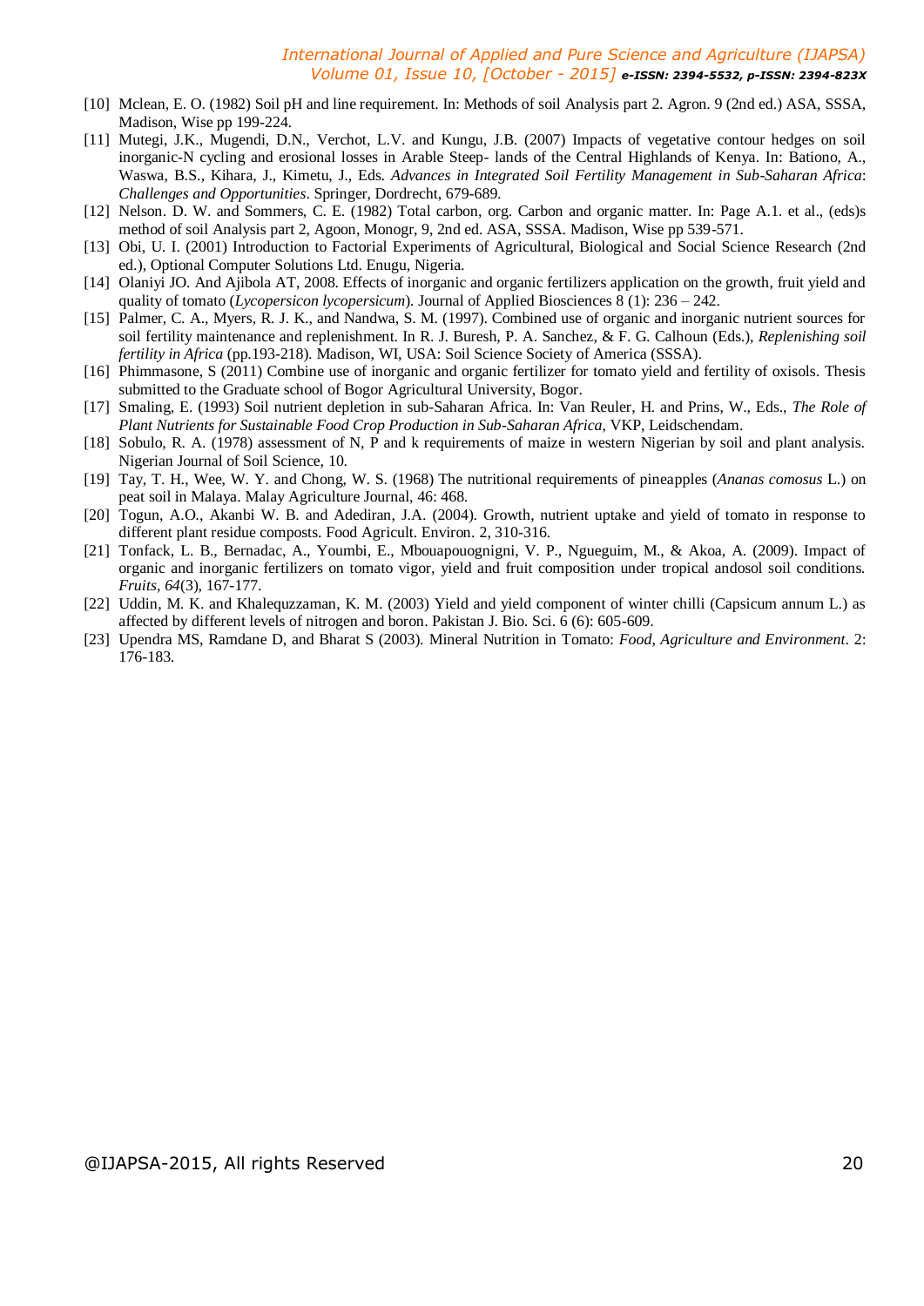[10] Mclean, E. O. (1982) Soil pH and line requirement. In: Methods of soil Analysis part 2. Agron. 9 (2nd ed.) ASA, SSSA, Madison, Wise pp 199-224.

[11] Mutegi, J.K., Mugendi, D.N., Verchot, L.V. and Kungu, J.B. (2007) Impacts of vegetative contour hedges on soil inorganic-N cycling and erosional losses in Arable Steep- lands of the Central Highlands of Kenya. In: Bationo, A., Waswa, B.S., Kihara, J., Kimetu, J., Eds. *Advances in Integrated Soil Fertility Management in Sub-Saharan Africa*: *Challenges and Opportunities*. Springer, Dordrecht, 679-689.

[12] Nelson. D. W. and Sommers, C. E. (1982) Total carbon, org. Carbon and organic matter. In: Page A.1. et al., (eds)s method of soil Analysis part 2, Agoon, Monogr, 9, 2nd ed. ASA, SSSA. Madison, Wise pp 539-571.

[13] Obi, U. I. (2001) Introduction to Factorial Experiments of Agricultural, Biological and Social Science Research (2nd ed.), Optional Computer Solutions Ltd. Enugu, Nigeria.

[14] Olaniyi JO. And Ajibola AT, 2008. Effects of inorganic and organic fertilizers application on the growth, fruit yield and quality of tomato (*Lycopersicon lycopersicum*). Journal of Applied Biosciences 8 (1): 236 – 242.

[15] Palmer, C. A., Myers, R. J. K., and Nandwa, S. M. (1997). Combined use of organic and inorganic nutrient sources for soil fertility maintenance and replenishment. In R. J. Buresh, P. A. Sanchez, & F. G. Calhoun (Eds.), *Replenishing soil fertility in Africa* (pp.193-218). Madison, WI, USA: Soil Science Society of America (SSSA).

[16] Phimmasone, S (2011) Combine use of inorganic and organic fertilizer for tomato yield and fertility of oxisols. Thesis submitted to the Graduate school of Bogor Agricultural University, Bogor.

[17] Smaling, E. (1993) Soil nutrient depletion in sub-Saharan Africa. In: Van Reuler, H. and Prins, W., Eds., *The Role of Plant Nutrients for Sustainable Food Crop Production in Sub-Saharan Africa*, VKP, Leidschendam.

[18] Sobulo, R. A. (1978) assessment of N, P and k requirements of maize in western Nigerian by soil and plant analysis. Nigerian Journal of Soil Science, 10.

[19] Tay, T. H., Wee, W. Y. and Chong, W. S. (1968) The nutritional requirements of pineapples (*Ananas comosus* L.) on peat soil in Malaya. Malay Agriculture Journal, 46: 468.

[20] Togun, A.O., Akanbi W. B. and Adediran, J.A. (2004). Growth, nutrient uptake and yield of tomato in response to different plant residue composts. Food Agricult. Environ. 2, 310-316.

[21] Tonfack, L. B., Bernadac, A., Youmbi, E., Mbouapouognigni, V. P., Ngueguim, M., & Akoa, A. (2009). Impact of organic and inorganic fertilizers on tomato vigor, yield and fruit composition under tropical andosol soil conditions. *Fruits, 64*(3), 167-177.

[22] Uddin, M. K. and Khalequzzaman, K. M. (2003) Yield and yield component of winter chilli (Capsicum annum L.) as affected by different levels of nitrogen and boron. Pakistan J. Bio. Sci. 6 (6): 605-609.

[23] Upendra MS, Ramdane D, and Bharat S (2003). Mineral Nutrition in Tomato: *Food, Agriculture and Environment*. 2: 176-183.